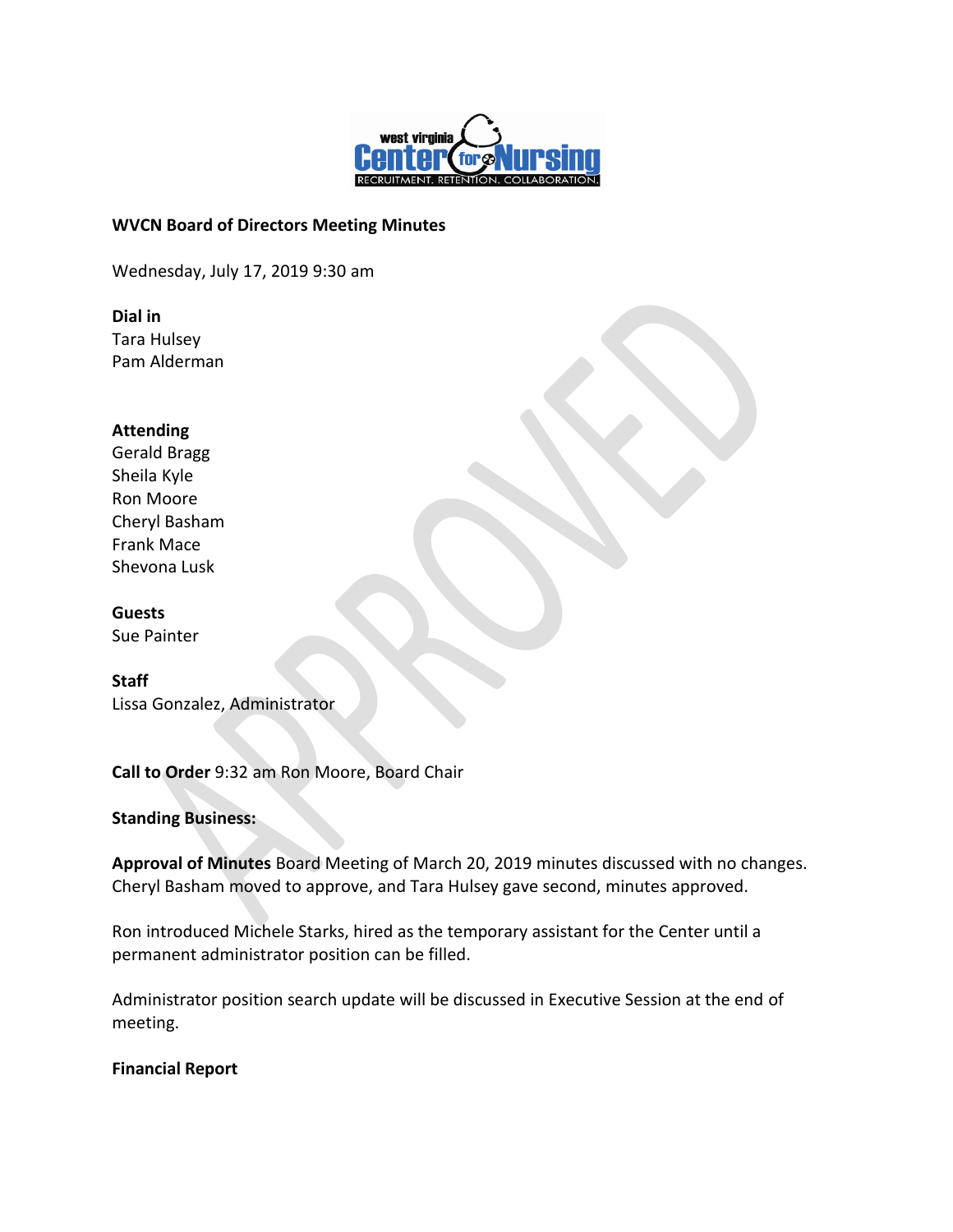**WVCN Board of Directors Meeting Minutes**

Wednesday, July 17, 2019 9:30 am

**Dial in**
Tara Hulsey
Pam Alderman

**Attending**
Gerald Bragg
Sheila Kyle
Ron Moore
Cheryl Basham
Frank Mace
Shevona Lusk

**Guests**
Sue Painter

**Staff**
Lissa Gonzalez, Administrator

**Call to Order** 9:32 am Ron Moore, Board Chair

**Standing Business:**

**Approval of Minutes** Board Meeting of March 20, 2019 minutes discussed with no changes. Cheryl Basham moved to approve, and Tara Hulsey gave second, minutes approved.

Ron introduced Michele Starks, hired as the temporary assistant for the Center until a permanent administrator position can be filled.

Administrator position search update will be discussed in Executive Session at the end of meeting.

**Financial Report**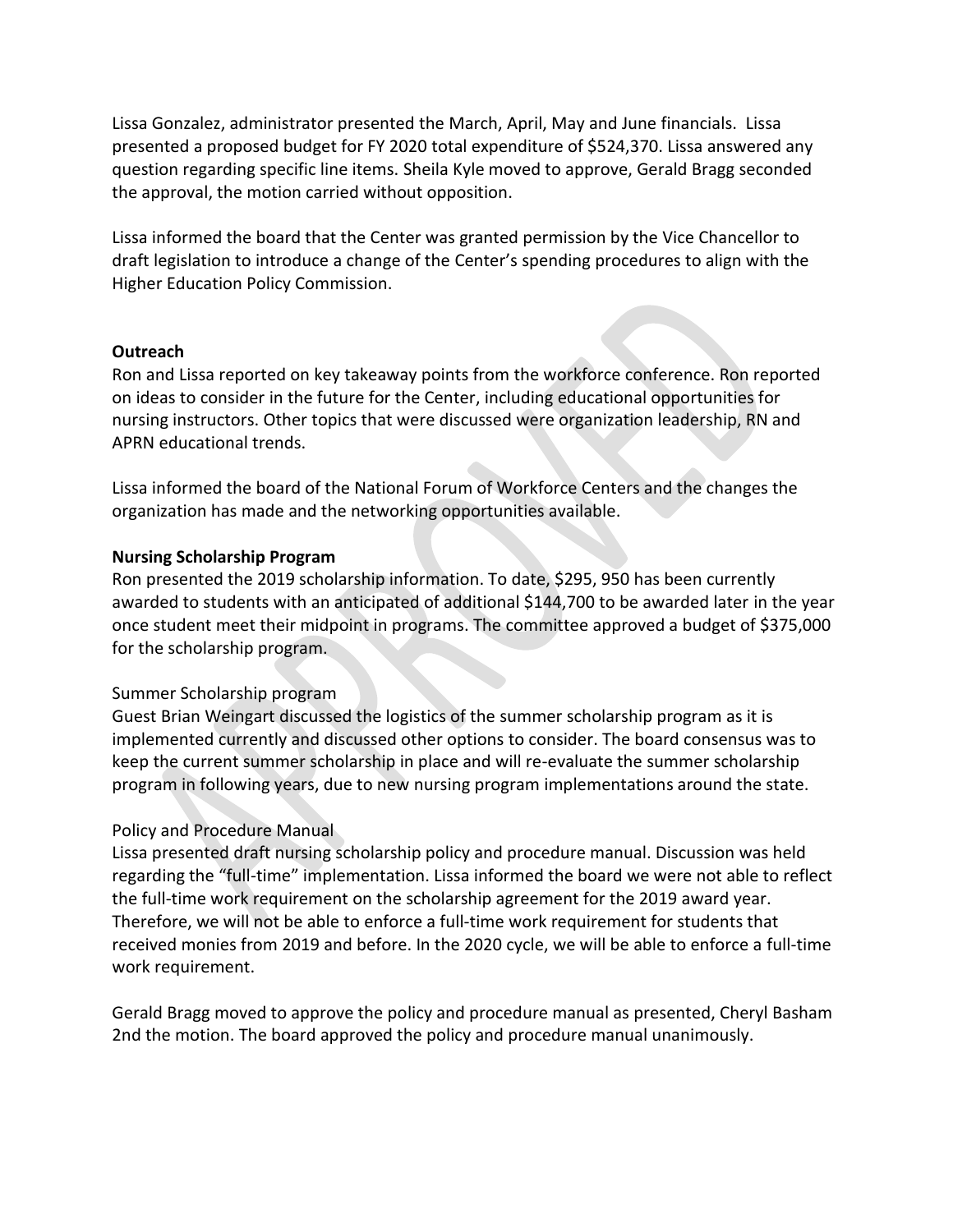Lissa Gonzalez, administrator presented the March, April, May and June financials. Lissa presented a proposed budget for FY 2020 total expenditure of $524,370. Lissa answered any question regarding specific line items. Sheila Kyle moved to approve, Gerald Bragg seconded the approval, the motion carried without opposition.

Lissa informed the board that the Center was granted permission by the Vice Chancellor to draft legislation to introduce a change of the Center's spending procedures to align with the Higher Education Policy Commission.

**Outreach**

Ron and Lissa reported on key takeaway points from the workforce conference. Ron reported on ideas to consider in the future for the Center, including educational opportunities for nursing instructors. Other topics that were discussed were organization leadership, RN and APRN educational trends.

Lissa informed the board of the National Forum of Workforce Centers and the changes the organization has made and the networking opportunities available.

**Nursing Scholarship Program**

Ron presented the 2019 scholarship information. To date, $295, 950 has been currently awarded to students with an anticipated of additional $144,700 to be awarded later in the year once student meet their midpoint in programs. The committee approved a budget of $375,000 for the scholarship program.

Summer Scholarship program

Guest Brian Weingart discussed the logistics of the summer scholarship program as it is implemented currently and discussed other options to consider. The board consensus was to keep the current summer scholarship in place and will re-evaluate the summer scholarship program in following years, due to new nursing program implementations around the state.

Policy and Procedure Manual

Lissa presented draft nursing scholarship policy and procedure manual. Discussion was held regarding the "full-time" implementation. Lissa informed the board we were not able to reflect the full-time work requirement on the scholarship agreement for the 2019 award year. Therefore, we will not be able to enforce a full-time work requirement for students that received monies from 2019 and before. In the 2020 cycle, we will be able to enforce a full-time work requirement.

Gerald Bragg moved to approve the policy and procedure manual as presented, Cheryl Basham 2nd the motion. The board approved the policy and procedure manual unanimously.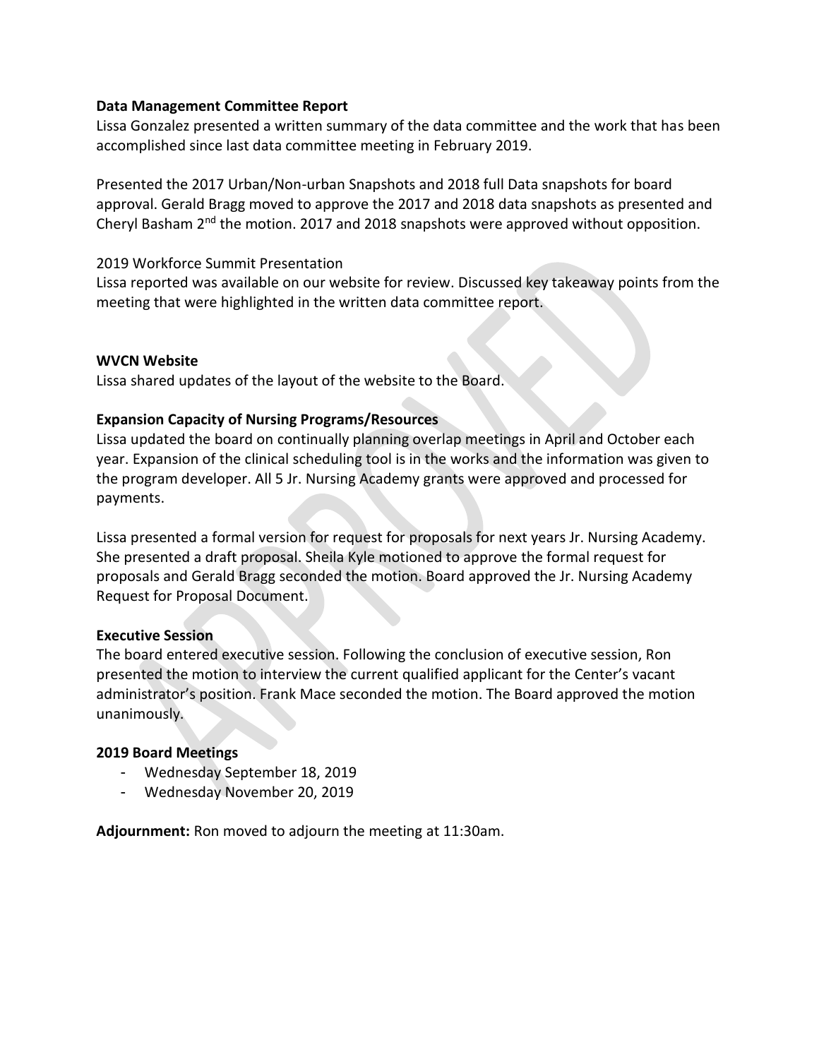**Data Management Committee Report**

Lissa Gonzalez presented a written summary of the data committee and the work that has been accomplished since last data committee meeting in February 2019.

Presented the 2017 Urban/Non-urban Snapshots and 2018 full Data snapshots for board approval. Gerald Bragg moved to approve the 2017 and 2018 data snapshots as presented and Cheryl Basham 2nd the motion. 2017 and 2018 snapshots were approved without opposition.

2019 Workforce Summit Presentation

Lissa reported was available on our website for review. Discussed key takeaway points from the meeting that were highlighted in the written data committee report.

**WVCN Website**

Lissa shared updates of the layout of the website to the Board.

**Expansion Capacity of Nursing Programs/Resources**

Lissa updated the board on continually planning overlap meetings in April and October each year. Expansion of the clinical scheduling tool is in the works and the information was given to the program developer. All 5 Jr. Nursing Academy grants were approved and processed for payments.

Lissa presented a formal version for request for proposals for next years Jr. Nursing Academy. She presented a draft proposal. Sheila Kyle motioned to approve the formal request for proposals and Gerald Bragg seconded the motion. Board approved the Jr. Nursing Academy Request for Proposal Document.

**Executive Session**

The board entered executive session. Following the conclusion of executive session, Ron presented the motion to interview the current qualified applicant for the Center's vacant administrator's position. Frank Mace seconded the motion. The Board approved the motion unanimously.

**2019 Board Meetings**

- Wednesday September 18, 2019
- Wednesday November 20, 2019

**Adjournment:** Ron moved to adjourn the meeting at 11:30am.